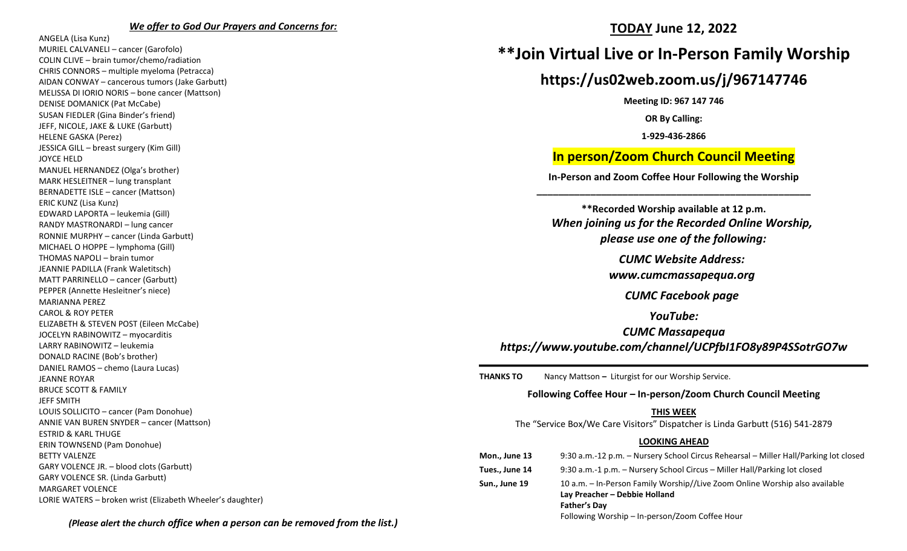***We offer to God Our Prayers and Concerns for:***

ANGELA (Lisa Kunz)
MURIEL CALVANELI – cancer (Garofolo)
COLIN CLIVE – brain tumor/chemo/radiation
CHRIS CONNORS – multiple myeloma (Petracca)
AIDAN CONWAY – cancerous tumors (Jake Garbutt)
MELISSA DI IORIO NORIS – bone cancer (Mattson)
DENISE DOMANICK (Pat McCabe)
SUSAN FIEDLER (Gina Binder's friend)
JEFF, NICOLE, JAKE & LUKE (Garbutt)
HELENE GASKA (Perez)
JESSICA GILL – breast surgery (Kim Gill)
JOYCE HELD
MANUEL HERNANDEZ (Olga's brother)
MARK HESLEITNER – lung transplant
BERNADETTE ISLE – cancer (Mattson)
ERIC KUNZ (Lisa Kunz)
EDWARD LAPORTA – leukemia (Gill)
RANDY MASTRONARDI – lung cancer
RONNIE MURPHY – cancer (Linda Garbutt)
MICHAEL O HOPPE – lymphoma (Gill)
THOMAS NAPOLI – brain tumor
JEANNIE PADILLA (Frank Waletitsch)
MATT PARRINELLO – cancer (Garbutt)
PEPPER (Annette Hesleitner's niece)
MARIANNA PEREZ
CAROL & ROY PETER
ELIZABETH & STEVEN POST (Eileen McCabe)
JOCELYN RABINOWITZ – myocarditis
LARRY RABINOWITZ – leukemia
DONALD RACINE (Bob's brother)
DANIEL RAMOS – chemo (Laura Lucas)
JEANNE ROYAR
BRUCE SCOTT & FAMILY
JEFF SMITH
LOUIS SOLLICITO – cancer (Pam Donohue)
ANNIE VAN BUREN SNYDER – cancer (Mattson)
ESTRID & KARL THUGE
ERIN TOWNSEND (Pam Donohue)
BETTY VALENZE
GARY VOLENCE JR. – blood clots (Garbutt)
GARY VOLENCE SR. (Linda Garbutt)
MARGARET VOLENCE
LORIE WATERS – broken wrist (Elizabeth Wheeler's daughter)

***(Please alert the church office when a person can be removed from the list.)***

## TODAY June 12, 2022

# **Join Virtual Live or In-Person Family Worship

## https://us02web.zoom.us/j/967147746

**Meeting ID: 967 147 746**

**OR By Calling:**

**1-929-436-2866**

## In person/Zoom Church Council Meeting

**In-Person and Zoom Coffee Hour Following the Worship**

---

****Recorded Worship available at 12 p.m.**
***When joining us for the Recorded Online Worship, please use one of the following:***

***CUMC Website Address:***
***www.cumcmassapequa.org***

***CUMC Facebook page***

***YouTube:***
***CUMC Massapequa***
***https://www.youtube.com/channel/UCPfbI1FO8y89P4SSotrGO7w***

---

**THANKS TO** Nancy Mattson **–** Liturgist for our Worship Service.

**Following Coffee Hour – In-person/Zoom Church Council Meeting**

**THIS WEEK**

The "Service Box/We Care Visitors" Dispatcher is Linda Garbutt (516) 541-2879

**LOOKING AHEAD**

| | |
|---|---|
| **Mon., June 13** | 9:30 a.m.-12 p.m. – Nursery School Circus Rehearsal – Miller Hall/Parking lot closed |
| **Tues., June 14** | 9:30 a.m.-1 p.m. – Nursery School Circus – Miller Hall/Parking lot closed |
| **Sun., June 19** | 10 a.m. – In-Person Family Worship//Live Zoom Online Worship also available<br>**Lay Preacher – Debbie Holland**<br>**Father's Day**<br>Following Worship – In-person/Zoom Coffee Hour |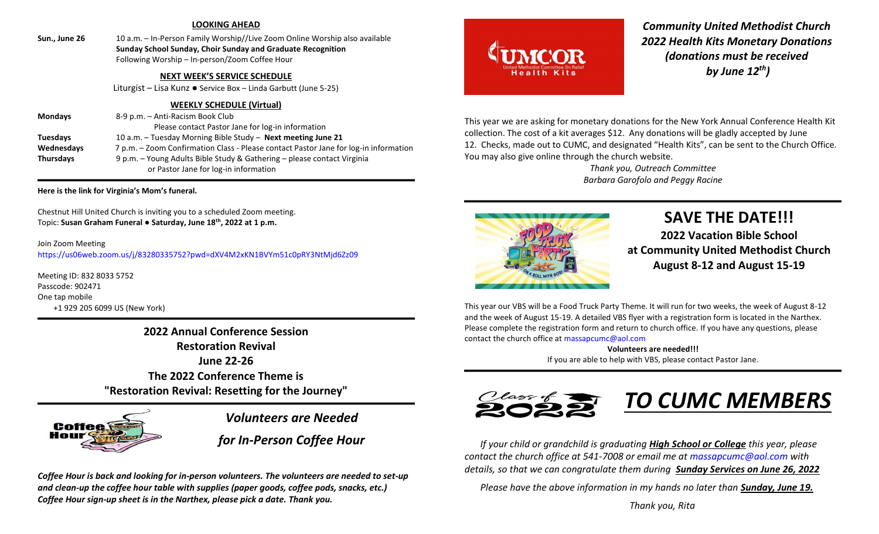## LOOKING AHEAD

**Sun., June 26** 10 a.m. – In-Person Family Worship//Live Zoom Online Worship also available
**Sunday School Sunday, Choir Sunday and Graduate Recognition**
Following Worship – In-person/Zoom Coffee Hour

### NEXT WEEK'S SERVICE SCHEDULE

Liturgist – Lisa Kunz ● Service Box – Linda Garbutt (June 5-25)

### WEEKLY SCHEDULE (Virtual)

| | |
|---|---|
| **Mondays** | 8-9 p.m. – Anti-Racism Book Club<br>Please contact Pastor Jane for log-in information |
| **Tuesdays** | 10 a.m. – Tuesday Morning Bible Study – **Next meeting June 21** |
| **Wednesdays** | 7 p.m. – Zoom Confirmation Class - Please contact Pastor Jane for log-in information |
| **Thursdays** | 9 p.m. – Young Adults Bible Study & Gathering – please contact Virginia or Pastor Jane for log-in information |

**Here is the link for Virginia's Mom's funeral.**

Chestnut Hill United Church is inviting you to a scheduled Zoom meeting.
Topic: **Susan Graham Funeral ● Saturday, June 18th, 2022 at 1 p.m.**

Join Zoom Meeting
https://us06web.zoom.us/j/83280335752?pwd=dXV4M2xKN1BVYm51c0pRY3NtMjd6Zz09

Meeting ID: 832 8033 5752
Passcode: 902471
One tap mobile
+1 929 205 6099 US (New York)

## 2022 Annual Conference Session
## Restoration Revival
## June 22-26
## The 2022 Conference Theme is
## "Restoration Revival: Resetting for the Journey"

## *Volunteers are Needed*
## *for In-Person Coffee Hour*

***Coffee Hour is back and looking for in-person volunteers. The volunteers are needed to set-up and clean-up the coffee hour table with supplies (paper goods, coffee pods, snacks, etc.) Coffee Hour sign-up sheet is in the Narthex, please pick a date. Thank you.***

## *Community United Methodist Church 2022 Health Kits Monetary Donations (donations must be received by June 12th)*

This year we are asking for monetary donations for the New York Annual Conference Health Kit collection. The cost of a kit averages $12. Any donations will be gladly accepted by June 12. Checks, made out to CUMC, and designated "Health Kits", can be sent to the Church Office. You may also give online through the church website.

*Thank you, Outreach Committee*
*Barbara Garofolo and Peggy Racine*

## SAVE THE DATE!!!
### 2022 Vacation Bible School at Community United Methodist Church August 8-12 and August 15-19

This year our VBS will be a Food Truck Party Theme. It will run for two weeks, the week of August 8-12 and the week of August 15-19. A detailed VBS flyer with a registration form is located in the Narthex. Please complete the registration form and return to church office. If you have any questions, please contact the church office at massapcumc@aol.com

**Volunteers are needed!!!**
If you are able to help with VBS, please contact Pastor Jane.

## *TO CUMC MEMBERS*

*If your child or grandchild is graduating **High School or College** this year, please contact the church office at 541-7008 or email me at massapcumc@aol.com with details, so that we can congratulate them during **Sunday Services on June 26, 2022***

*Please have the above information in my hands no later than **Sunday, June 19.***

*Thank you, Rita*